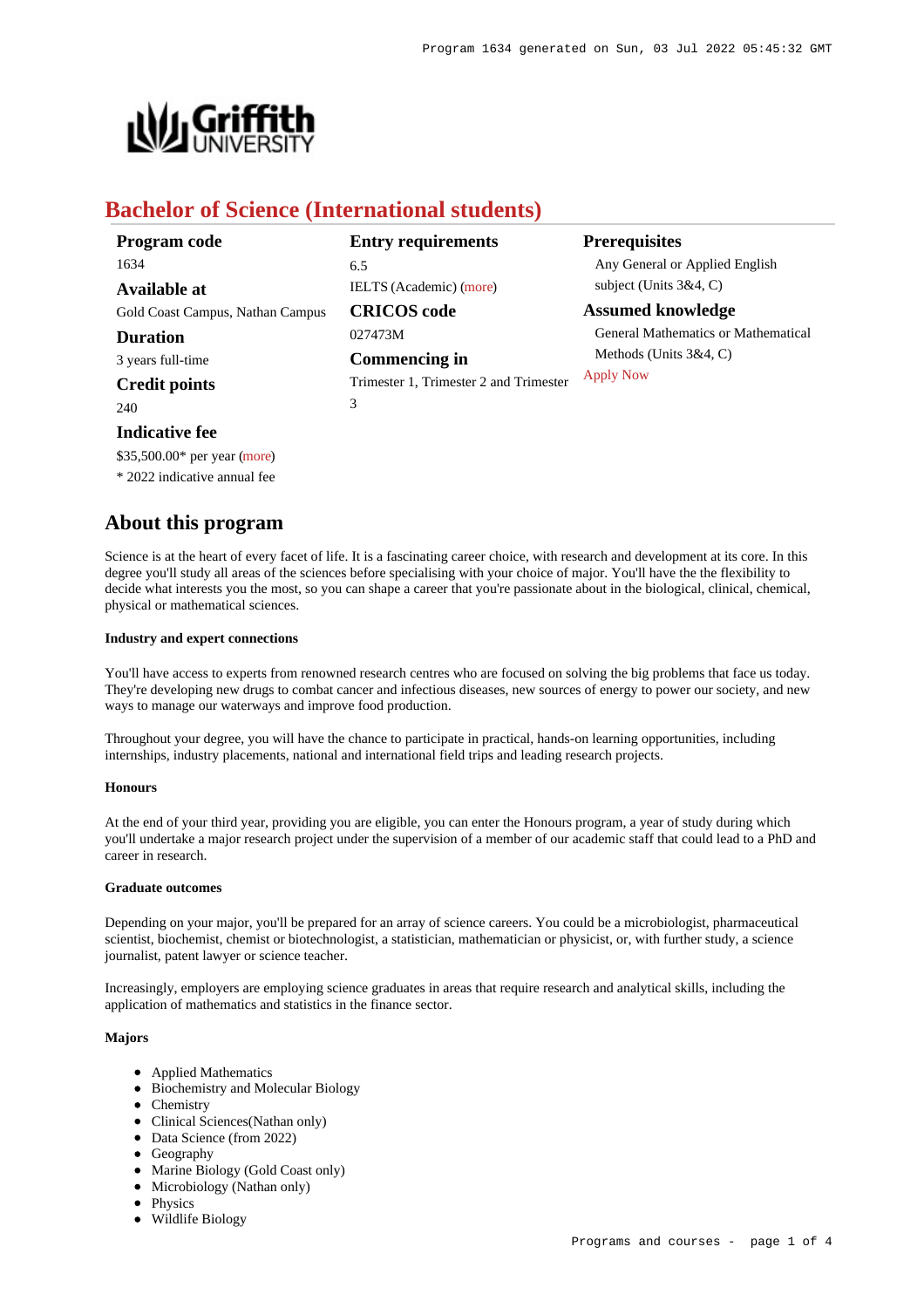# Bachelor of Science (International students)

**Program code**
1634

**Available at**
Gold Coast Campus, Nathan Campus

**Duration**
3 years full-time

**Credit points**
240

**Indicative fee**
$35,500.00* per year (more)
* 2022 indicative annual fee

**Entry requirements**
6.5
IELTS (Academic) (more)

**CRICOS code**
027473M

**Commencing in**
Trimester 1, Trimester 2 and Trimester 3

**Prerequisites**
Any General or Applied English subject (Units 3&4, C)

**Assumed knowledge**
General Mathematics or Mathematical Methods (Units 3&4, C)

Apply Now

## About this program

Science is at the heart of every facet of life. It is a fascinating career choice, with research and development at its core. In this degree you'll study all areas of the sciences before specialising with your choice of major. You'll have the the flexibility to decide what interests you the most, so you can shape a career that you're passionate about in the biological, clinical, chemical, physical or mathematical sciences.

#### Industry and expert connections

You'll have access to experts from renowned research centres who are focused on solving the big problems that face us today. They're developing new drugs to combat cancer and infectious diseases, new sources of energy to power our society, and new ways to manage our waterways and improve food production.

Throughout your degree, you will have the chance to participate in practical, hands-on learning opportunities, including internships, industry placements, national and international field trips and leading research projects.

#### Honours

At the end of your third year, providing you are eligible, you can enter the Honours program, a year of study during which you'll undertake a major research project under the supervision of a member of our academic staff that could lead to a PhD and career in research.

#### Graduate outcomes

Depending on your major, you'll be prepared for an array of science careers. You could be a microbiologist, pharmaceutical scientist, biochemist, chemist or biotechnologist, a statistician, mathematician or physicist, or, with further study, a science journalist, patent lawyer or science teacher.

Increasingly, employers are employing science graduates in areas that require research and analytical skills, including the application of mathematics and statistics in the finance sector.

#### Majors

- Applied Mathematics
- Biochemistry and Molecular Biology
- Chemistry
- Clinical Sciences(Nathan only)
- Data Science (from 2022)
- Geography
- Marine Biology (Gold Coast only)
- Microbiology (Nathan only)
- Physics
- Wildlife Biology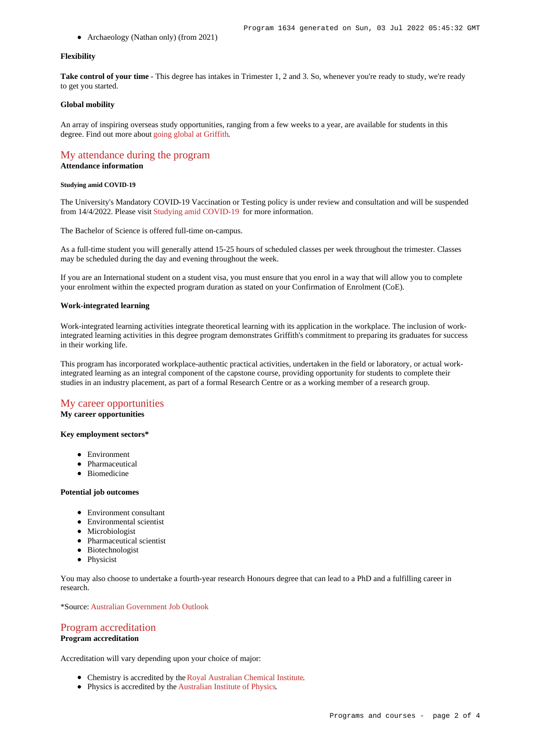- Archaeology (Nathan only) (from 2021)

**Flexibility**

**Take control of your time** - This degree has intakes in Trimester 1, 2 and 3. So, whenever you're ready to study, we're ready to get you started.

**Global mobility**

An array of inspiring overseas study opportunities, ranging from a few weeks to a year, are available for students in this degree. Find out more about going global at Griffith.

## My attendance during the program

**Attendance information**

##### Studying amid COVID-19

The University's Mandatory COVID-19 Vaccination or Testing policy is under review and consultation and will be suspended from 14/4/2022. Please visit Studying amid COVID-19 for more information.

The Bachelor of Science is offered full-time on-campus.

As a full-time student you will generally attend 15-25 hours of scheduled classes per week throughout the trimester. Classes may be scheduled during the day and evening throughout the week.

If you are an International student on a student visa, you must ensure that you enrol in a way that will allow you to complete your enrolment within the expected program duration as stated on your Confirmation of Enrolment (CoE).

**Work-integrated learning**

Work-integrated learning activities integrate theoretical learning with its application in the workplace. The inclusion of work-integrated learning activities in this degree program demonstrates Griffith's commitment to preparing its graduates for success in their working life.

This program has incorporated workplace-authentic practical activities, undertaken in the field or laboratory, or actual work-integrated learning as an integral component of the capstone course, providing opportunity for students to complete their studies in an industry placement, as part of a formal Research Centre or as a working member of a research group.

## My career opportunities

**My career opportunities**

**Key employment sectors***

- Environment
- Pharmaceutical
- Biomedicine

**Potential job outcomes**

- Environment consultant
- Environmental scientist
- Microbiologist
- Pharmaceutical scientist
- Biotechnologist
- Physicist

You may also choose to undertake a fourth-year research Honours degree that can lead to a PhD and a fulfilling career in research.

*Source: Australian Government Job Outlook

## Program accreditation

**Program accreditation**

Accreditation will vary depending upon your choice of major:

- Chemistry is accredited by the Royal Australian Chemical Institute.
- Physics is accredited by the Australian Institute of Physics.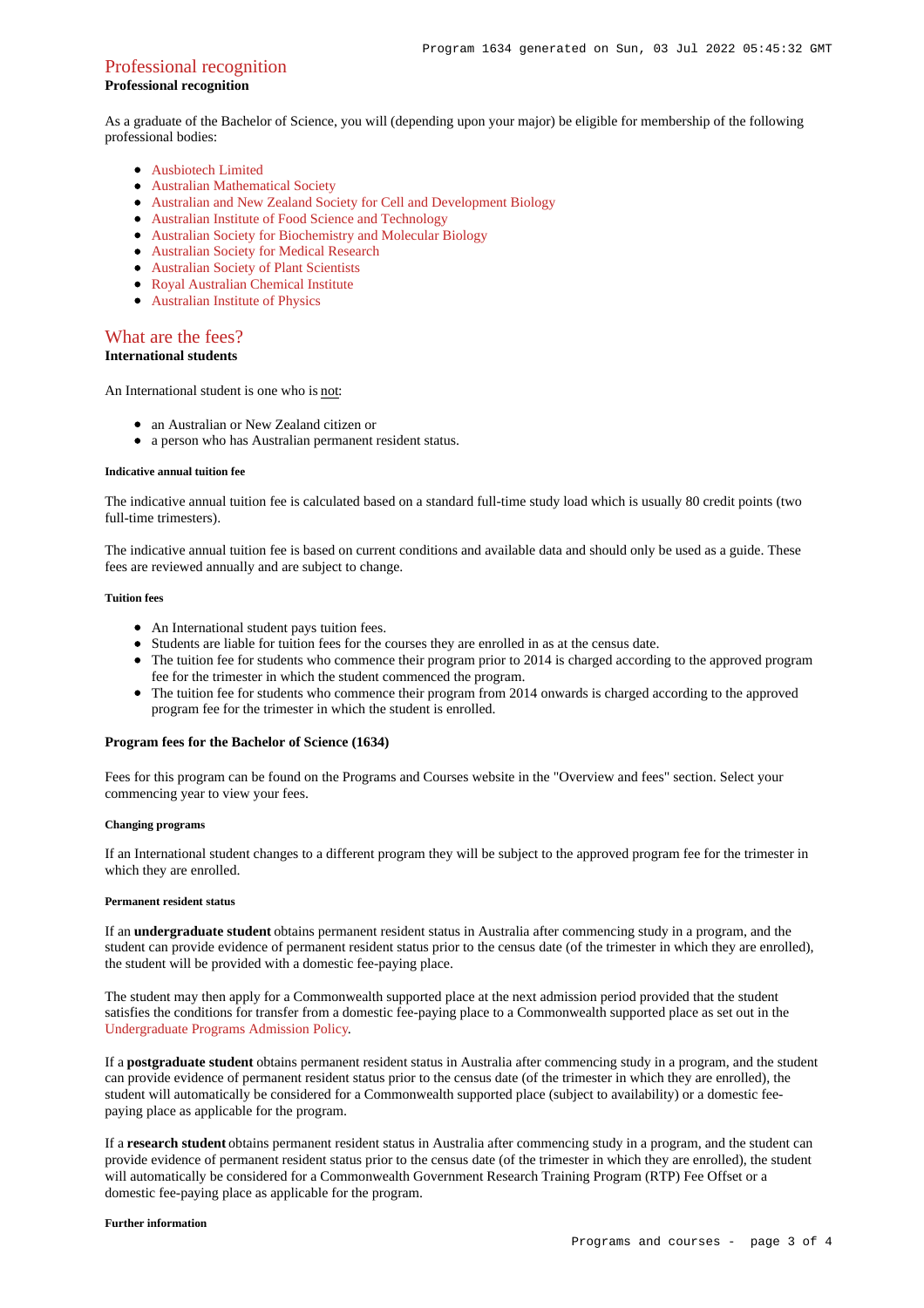## Professional recognition

**Professional recognition**

As a graduate of the Bachelor of Science, you will (depending upon your major) be eligible for membership of the following professional bodies:

- Ausbiotech Limited
- Australian Mathematical Society
- Australian and New Zealand Society for Cell and Development Biology
- Australian Institute of Food Science and Technology
- Australian Society for Biochemistry and Molecular Biology
- Australian Society for Medical Research
- Australian Society of Plant Scientists
- Royal Australian Chemical Institute
- Australian Institute of Physics

## What are the fees?

**International students**

An International student is one who is not:

- an Australian or New Zealand citizen or
- a person who has Australian permanent resident status.

###### Indicative annual tuition fee

The indicative annual tuition fee is calculated based on a standard full-time study load which is usually 80 credit points (two full-time trimesters).

The indicative annual tuition fee is based on current conditions and available data and should only be used as a guide. These fees are reviewed annually and are subject to change.

###### Tuition fees

- An International student pays tuition fees.
- Students are liable for tuition fees for the courses they are enrolled in as at the census date.
- The tuition fee for students who commence their program prior to 2014 is charged according to the approved program fee for the trimester in which the student commenced the program.
- The tuition fee for students who commence their program from 2014 onwards is charged according to the approved program fee for the trimester in which the student is enrolled.

**Program fees for the Bachelor of Science (1634)**

Fees for this program can be found on the Programs and Courses website in the "Overview and fees" section. Select your commencing year to view your fees.

###### Changing programs

If an International student changes to a different program they will be subject to the approved program fee for the trimester in which they are enrolled.

###### Permanent resident status

If an **undergraduate student** obtains permanent resident status in Australia after commencing study in a program, and the student can provide evidence of permanent resident status prior to the census date (of the trimester in which they are enrolled), the student will be provided with a domestic fee-paying place.

The student may then apply for a Commonwealth supported place at the next admission period provided that the student satisfies the conditions for transfer from a domestic fee-paying place to a Commonwealth supported place as set out in the Undergraduate Programs Admission Policy.

If a **postgraduate student** obtains permanent resident status in Australia after commencing study in a program, and the student can provide evidence of permanent resident status prior to the census date (of the trimester in which they are enrolled), the student will automatically be considered for a Commonwealth supported place (subject to availability) or a domestic fee-paying place as applicable for the program.

If a **research student** obtains permanent resident status in Australia after commencing study in a program, and the student can provide evidence of permanent resident status prior to the census date (of the trimester in which they are enrolled), the student will automatically be considered for a Commonwealth Government Research Training Program (RTP) Fee Offset or a domestic fee-paying place as applicable for the program.

###### Further information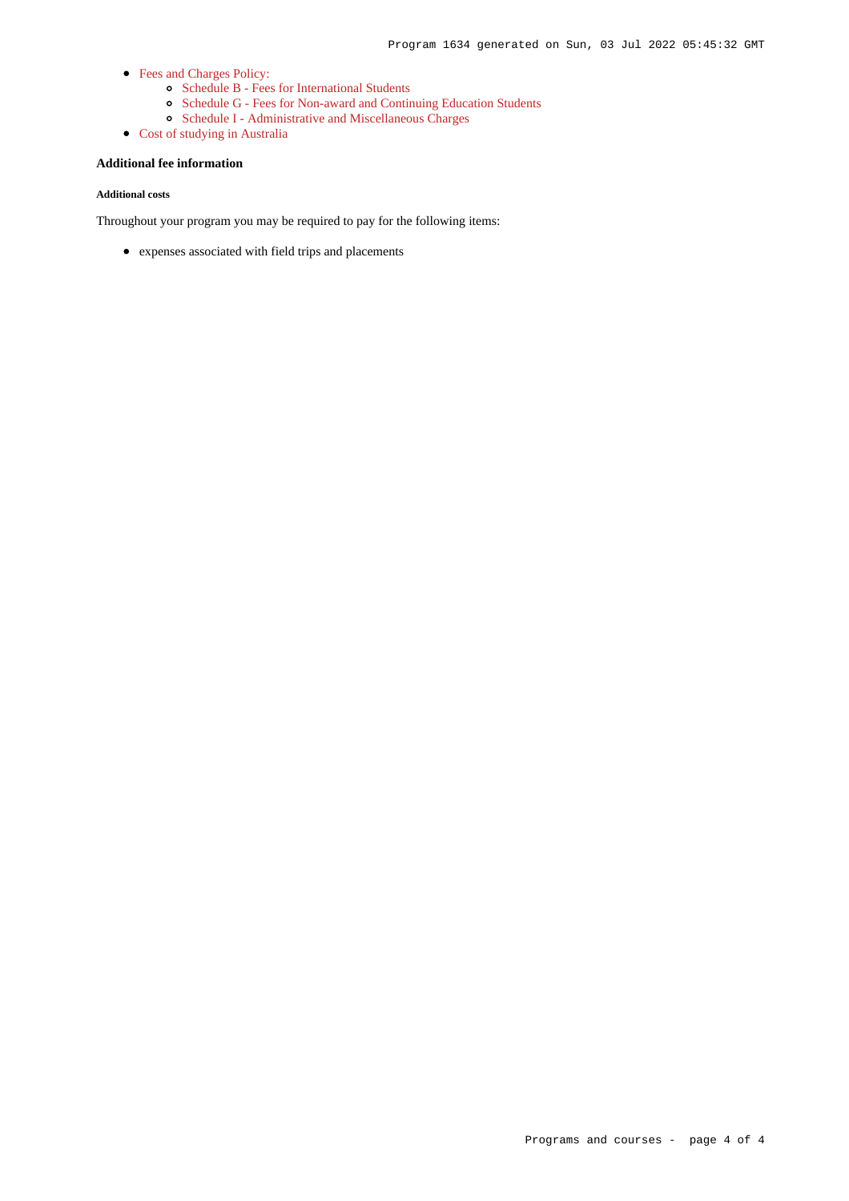- Fees and Charges Policy:
  - Schedule B - Fees for International Students
  - Schedule G - Fees for Non-award and Continuing Education Students
  - Schedule I - Administrative and Miscellaneous Charges
- Cost of studying in Australia

### Additional fee information

#### Additional costs

Throughout your program you may be required to pay for the following items:

- expenses associated with field trips and placements